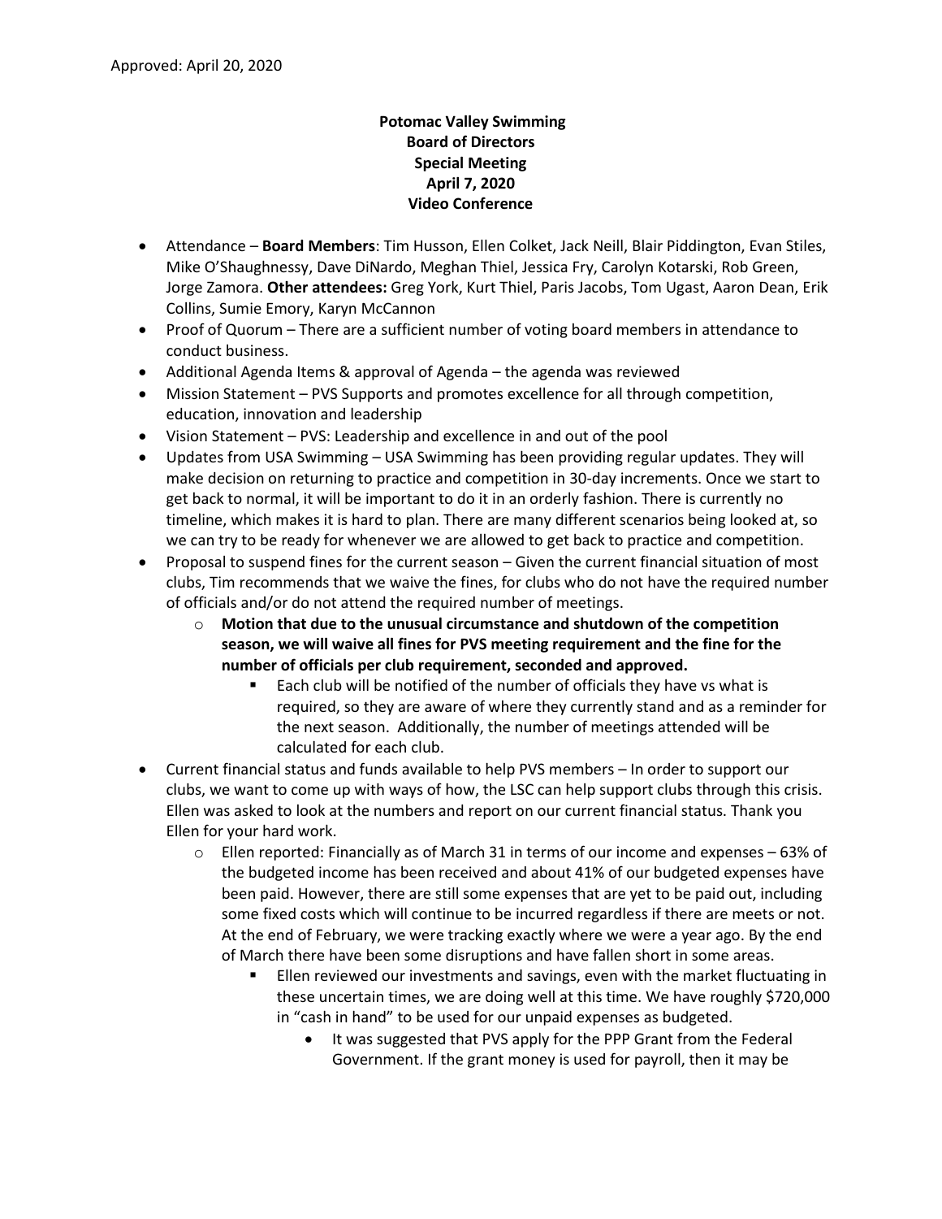Approved: April 20, 2020

**Potomac Valley Swimming**
**Board of Directors**
**Special Meeting**
**April 7, 2020**
**Video Conference**

- Attendance – **Board Members**: Tim Husson, Ellen Colket, Jack Neill, Blair Piddington, Evan Stiles, Mike O'Shaughnessy, Dave DiNardo, Meghan Thiel, Jessica Fry, Carolyn Kotarski, Rob Green, Jorge Zamora. **Other attendees:** Greg York, Kurt Thiel, Paris Jacobs, Tom Ugast, Aaron Dean, Erik Collins, Sumie Emory, Karyn McCannon
- Proof of Quorum – There are a sufficient number of voting board members in attendance to conduct business.
- Additional Agenda Items & approval of Agenda – the agenda was reviewed
- Mission Statement – PVS Supports and promotes excellence for all through competition, education, innovation and leadership
- Vision Statement – PVS: Leadership and excellence in and out of the pool
- Updates from USA Swimming – USA Swimming has been providing regular updates. They will make decision on returning to practice and competition in 30-day increments. Once we start to get back to normal, it will be important to do it in an orderly fashion. There is currently no timeline, which makes it is hard to plan. There are many different scenarios being looked at, so we can try to be ready for whenever we are allowed to get back to practice and competition.
- Proposal to suspend fines for the current season – Given the current financial situation of most clubs, Tim recommends that we waive the fines, for clubs who do not have the required number of officials and/or do not attend the required number of meetings.
    - **Motion that due to the unusual circumstance and shutdown of the competition season, we will waive all fines for PVS meeting requirement and the fine for the number of officials per club requirement, seconded and approved.**
        - Each club will be notified of the number of officials they have vs what is required, so they are aware of where they currently stand and as a reminder for the next season. Additionally, the number of meetings attended will be calculated for each club.
- Current financial status and funds available to help PVS members – In order to support our clubs, we want to come up with ways of how, the LSC can help support clubs through this crisis. Ellen was asked to look at the numbers and report on our current financial status. Thank you Ellen for your hard work.
    - Ellen reported: Financially as of March 31 in terms of our income and expenses – 63% of the budgeted income has been received and about 41% of our budgeted expenses have been paid. However, there are still some expenses that are yet to be paid out, including some fixed costs which will continue to be incurred regardless if there are meets or not. At the end of February, we were tracking exactly where we were a year ago. By the end of March there have been some disruptions and have fallen short in some areas.
        - Ellen reviewed our investments and savings, even with the market fluctuating in these uncertain times, we are doing well at this time. We have roughly $720,000 in "cash in hand" to be used for our unpaid expenses as budgeted.
            - It was suggested that PVS apply for the PPP Grant from the Federal Government. If the grant money is used for payroll, then it may be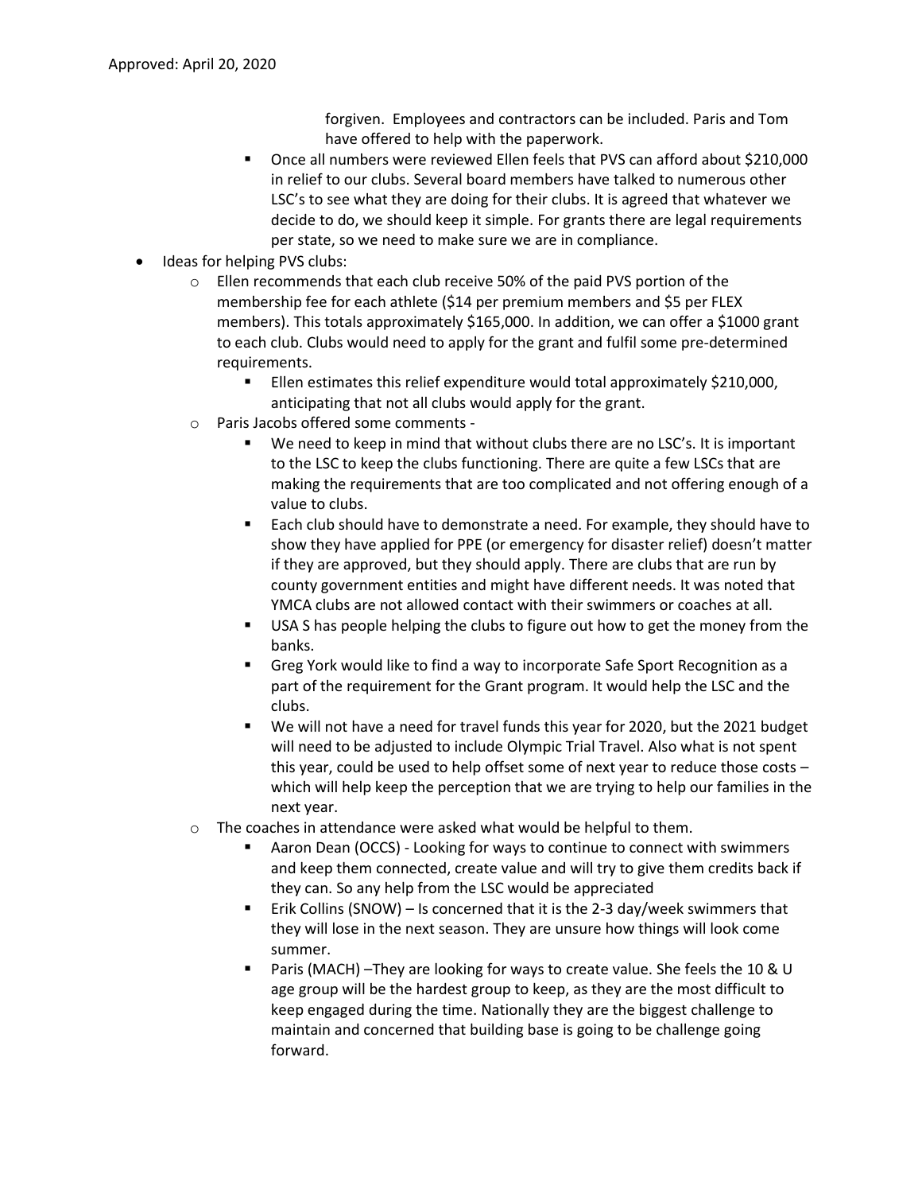Approved: April 20, 2020

forgiven. Employees and contractors can be included. Paris and Tom have offered to help with the paperwork.

- Once all numbers were reviewed Ellen feels that PVS can afford about $210,000 in relief to our clubs. Several board members have talked to numerous other LSC's to see what they are doing for their clubs. It is agreed that whatever we decide to do, we should keep it simple. For grants there are legal requirements per state, so we need to make sure we are in compliance.

- Ideas for helping PVS clubs:
  - Ellen recommends that each club receive 50% of the paid PVS portion of the membership fee for each athlete ($14 per premium members and $5 per FLEX members). This totals approximately $165,000. In addition, we can offer a $1000 grant to each club. Clubs would need to apply for the grant and fulfil some pre-determined requirements.
    - Ellen estimates this relief expenditure would total approximately $210,000, anticipating that not all clubs would apply for the grant.
  - Paris Jacobs offered some comments -
    - We need to keep in mind that without clubs there are no LSC's. It is important to the LSC to keep the clubs functioning. There are quite a few LSCs that are making the requirements that are too complicated and not offering enough of a value to clubs.
    - Each club should have to demonstrate a need. For example, they should have to show they have applied for PPE (or emergency for disaster relief) doesn't matter if they are approved, but they should apply. There are clubs that are run by county government entities and might have different needs. It was noted that YMCA clubs are not allowed contact with their swimmers or coaches at all.
    - USA S has people helping the clubs to figure out how to get the money from the banks.
    - Greg York would like to find a way to incorporate Safe Sport Recognition as a part of the requirement for the Grant program. It would help the LSC and the clubs.
    - We will not have a need for travel funds this year for 2020, but the 2021 budget will need to be adjusted to include Olympic Trial Travel. Also what is not spent this year, could be used to help offset some of next year to reduce those costs – which will help keep the perception that we are trying to help our families in the next year.
  - The coaches in attendance were asked what would be helpful to them.
    - Aaron Dean (OCCS) - Looking for ways to continue to connect with swimmers and keep them connected, create value and will try to give them credits back if they can. So any help from the LSC would be appreciated
    - Erik Collins (SNOW) – Is concerned that it is the 2-3 day/week swimmers that they will lose in the next season. They are unsure how things will look come summer.
    - Paris (MACH) –They are looking for ways to create value. She feels the 10 & U age group will be the hardest group to keep, as they are the most difficult to keep engaged during the time. Nationally they are the biggest challenge to maintain and concerned that building base is going to be challenge going forward.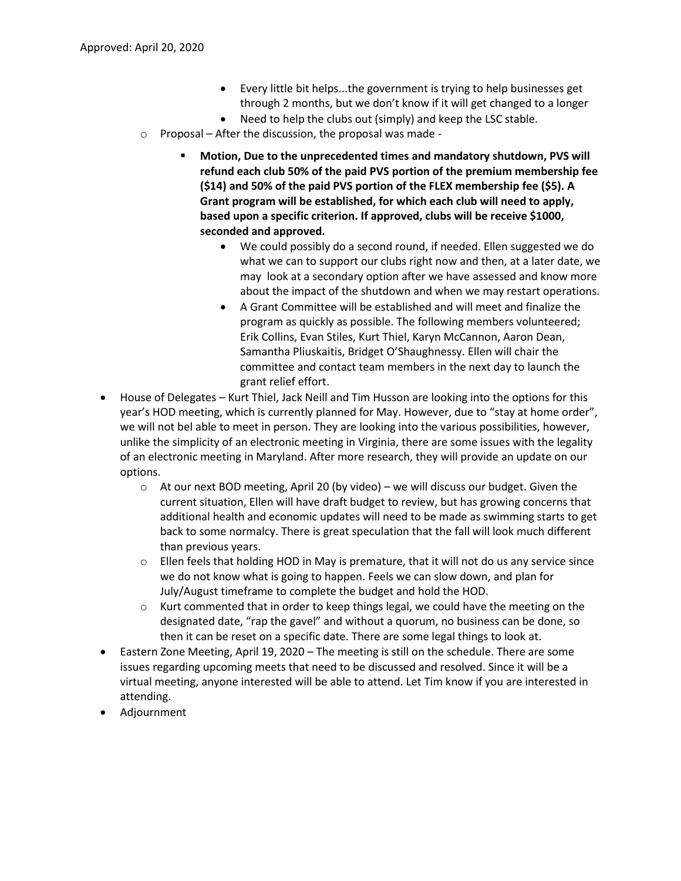Approved: April 20, 2020

- Every little bit helps...the government is trying to help businesses get through 2 months, but we don't know if it will get changed to a longer
- Need to help the clubs out (simply) and keep the LSC stable.

  - Proposal – After the discussion, the proposal was made -
    - **Motion, Due to the unprecedented times and mandatory shutdown, PVS will refund each club 50% of the paid PVS portion of the premium membership fee ($14) and 50% of the paid PVS portion of the FLEX membership fee ($5). A Grant program will be established, for which each club will need to apply, based upon a specific criterion. If approved, clubs will be receive $1000, seconded and approved.**
      - We could possibly do a second round, if needed. Ellen suggested we do what we can to support our clubs right now and then, at a later date, we may look at a secondary option after we have assessed and know more about the impact of the shutdown and when we may restart operations.
      - A Grant Committee will be established and will meet and finalize the program as quickly as possible. The following members volunteered; Erik Collins, Evan Stiles, Kurt Thiel, Karyn McCannon, Aaron Dean, Samantha Pliuskaitis, Bridget O'Shaughnessy. Ellen will chair the committee and contact team members in the next day to launch the grant relief effort.

- House of Delegates – Kurt Thiel, Jack Neill and Tim Husson are looking into the options for this year's HOD meeting, which is currently planned for May. However, due to "stay at home order", we will not bel able to meet in person. They are looking into the various possibilities, however, unlike the simplicity of an electronic meeting in Virginia, there are some issues with the legality of an electronic meeting in Maryland. After more research, they will provide an update on our options.
  - At our next BOD meeting, April 20 (by video) – we will discuss our budget. Given the current situation, Ellen will have draft budget to review, but has growing concerns that additional health and economic updates will need to be made as swimming starts to get back to some normalcy. There is great speculation that the fall will look much different than previous years.
  - Ellen feels that holding HOD in May is premature, that it will not do us any service since we do not know what is going to happen. Feels we can slow down, and plan for July/August timeframe to complete the budget and hold the HOD.
  - Kurt commented that in order to keep things legal, we could have the meeting on the designated date, "rap the gavel" and without a quorum, no business can be done, so then it can be reset on a specific date. There are some legal things to look at.
- Eastern Zone Meeting, April 19, 2020 – The meeting is still on the schedule. There are some issues regarding upcoming meets that need to be discussed and resolved. Since it will be a virtual meeting, anyone interested will be able to attend. Let Tim know if you are interested in attending.
- Adjournment